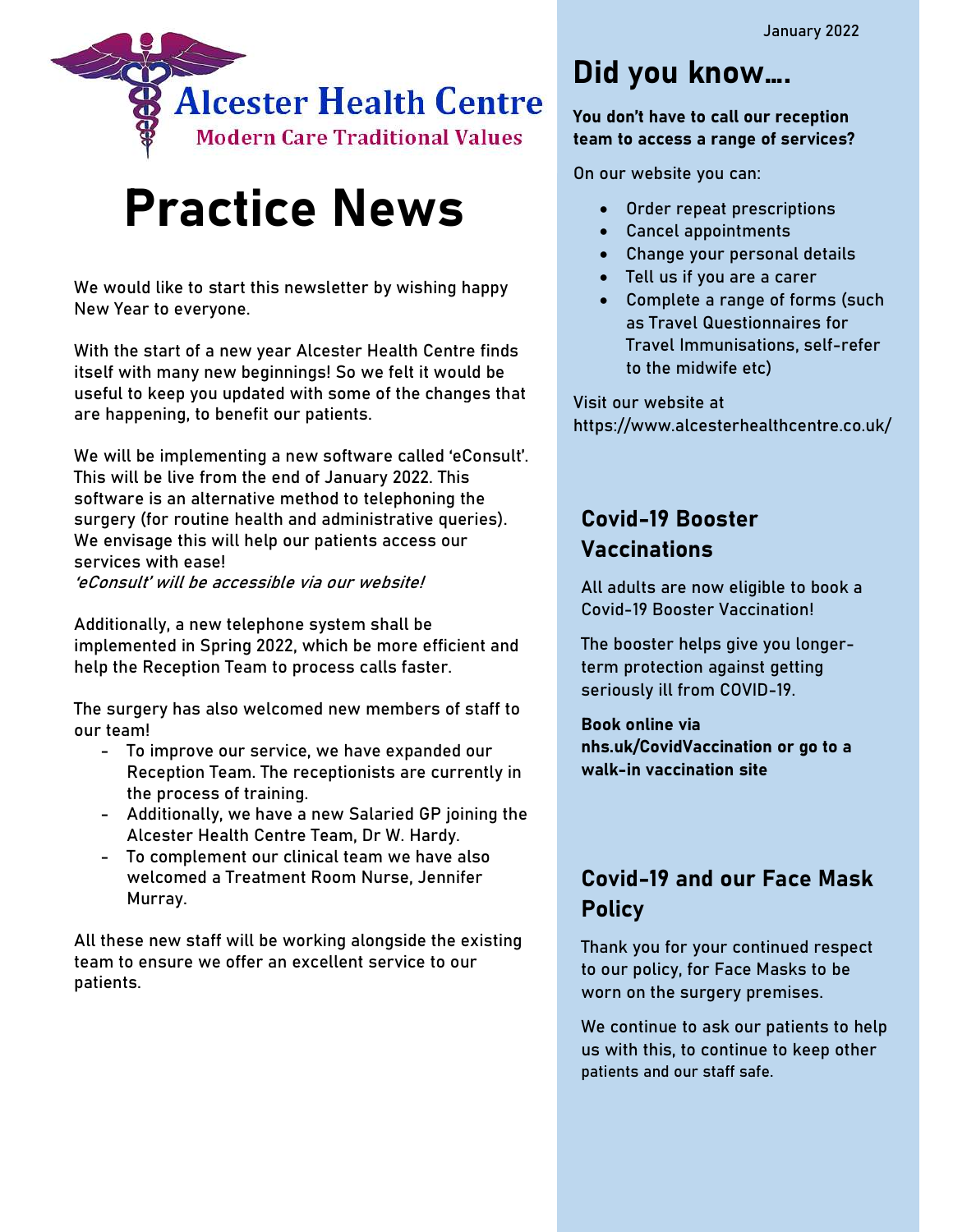January 2022

# Alcester Health Centre

Modern Care Traditional Values

# Practice News

We would like to start this newsletter by wishing happy New Year to everyone.

With the start of a new year Alcester Health Centre finds itself with many new beginnings! So we felt it would be useful to keep you updated with some of the changes that are happening, to benefit our patients.

We will be implementing a new software called 'eConsult'. This will be live from the end of January 2022. This software is an alternative method to telephoning the surgery (for routine health and administrative queries). We envisage this will help our patients access our services with ease!
*'eConsult' will be accessible via our website!*

Additionally, a new telephone system shall be implemented in Spring 2022, which be more efficient and help the Reception Team to process calls faster.

The surgery has also welcomed new members of staff to our team!

- To improve our service, we have expanded our Reception Team. The receptionists are currently in the process of training.
- Additionally, we have a new Salaried GP joining the Alcester Health Centre Team, Dr W. Hardy.
- To complement our clinical team we have also welcomed a Treatment Room Nurse, Jennifer Murray.

All these new staff will be working alongside the existing team to ensure we offer an excellent service to our patients.

## Did you know....

**You don't have to call our reception team to access a range of services?**

On our website you can:

- Order repeat prescriptions
- Cancel appointments
- Change your personal details
- Tell us if you are a carer
- Complete a range of forms (such as Travel Questionnaires for Travel Immunisations, self-refer to the midwife etc)

Visit our website at https://www.alcesterhealthcentre.co.uk/

## Covid-19 Booster Vaccinations

All adults are now eligible to book a Covid-19 Booster Vaccination!

The booster helps give you longer-term protection against getting seriously ill from COVID-19.

**Book online via nhs.uk/CovidVaccination or go to a walk-in vaccination site**

## Covid-19 and our Face Mask Policy

Thank you for your continued respect to our policy, for Face Masks to be worn on the surgery premises.

We continue to ask our patients to help us with this, to continue to keep other patients and our staff safe.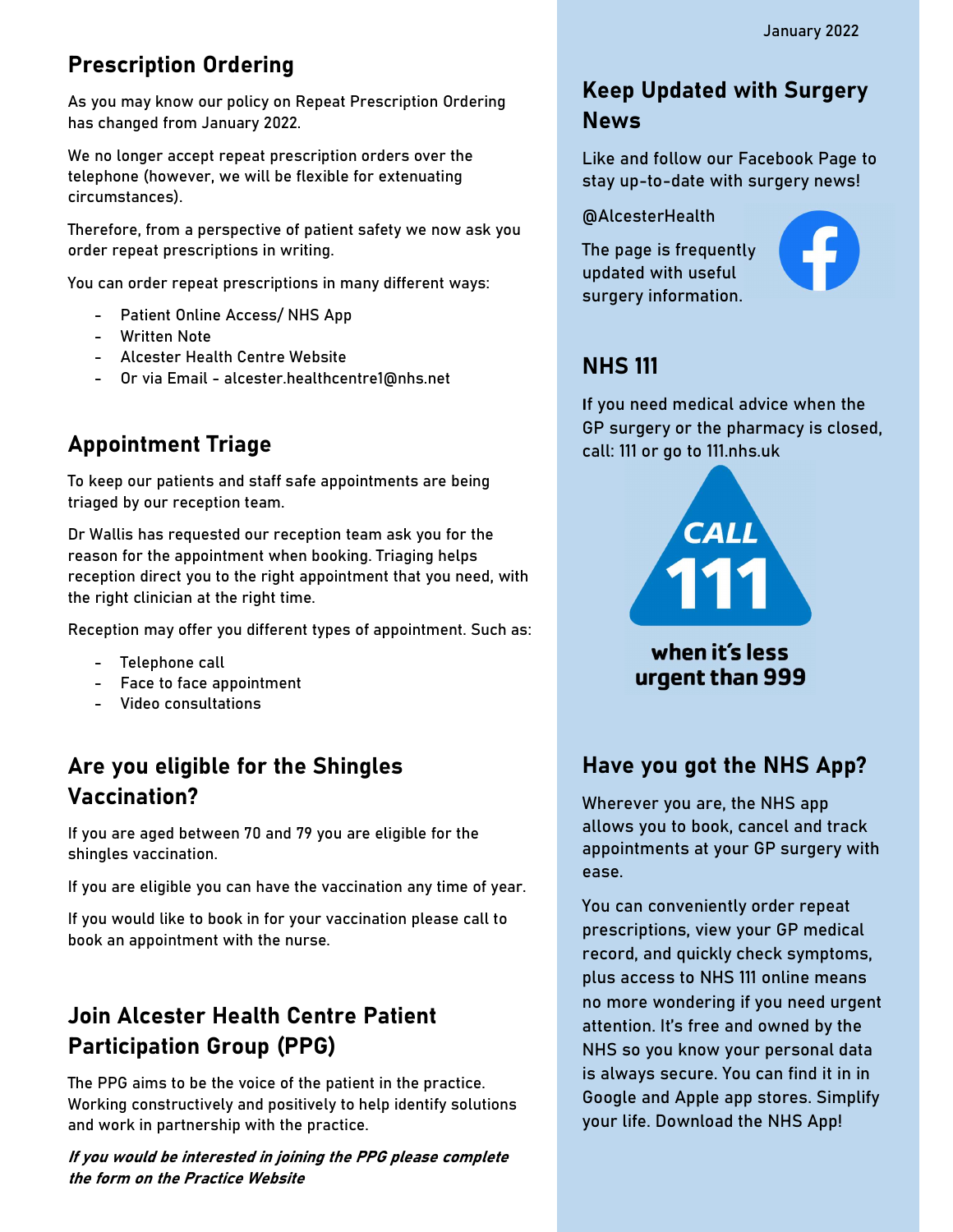January 2022

## Prescription Ordering

As you may know our policy on Repeat Prescription Ordering has changed from January 2022.

We no longer accept repeat prescription orders over the telephone (however, we will be flexible for extenuating circumstances).

Therefore, from a perspective of patient safety we now ask you order repeat prescriptions in writing.

You can order repeat prescriptions in many different ways:

- Patient Online Access/ NHS App
- Written Note
- Alcester Health Centre Website
- Or via Email - alcester.healthcentre1@nhs.net

## Appointment Triage

To keep our patients and staff safe appointments are being triaged by our reception team.

Dr Wallis has requested our reception team ask you for the reason for the appointment when booking. Triaging helps reception direct you to the right appointment that you need, with the right clinician at the right time.

Reception may offer you different types of appointment. Such as:

- Telephone call
- Face to face appointment
- Video consultations

## Are you eligible for the Shingles Vaccination?

If you are aged between 70 and 79 you are eligible for the shingles vaccination.

If you are eligible you can have the vaccination any time of year.

If you would like to book in for your vaccination please call to book an appointment with the nurse.

## Join Alcester Health Centre Patient Participation Group (PPG)

The PPG aims to be the voice of the patient in the practice. Working constructively and positively to help identify solutions and work in partnership with the practice.

***If you would be interested in joining the PPG please complete the form on the Practice Website***

## Keep Updated with Surgery News

Like and follow our Facebook Page to stay up-to-date with surgery news!

@AlcesterHealth

The page is frequently updated with useful surgery information.

## NHS 111

If you need medical advice when the GP surgery or the pharmacy is closed, call: 111 or go to 111.nhs.uk

CALL 111

when it's less urgent than 999

## Have you got the NHS App?

Wherever you are, the NHS app allows you to book, cancel and track appointments at your GP surgery with ease.

You can conveniently order repeat prescriptions, view your GP medical record, and quickly check symptoms, plus access to NHS 111 online means no more wondering if you need urgent attention. It's free and owned by the NHS so you know your personal data is always secure. You can find it in in Google and Apple app stores. Simplify your life. Download the NHS App!